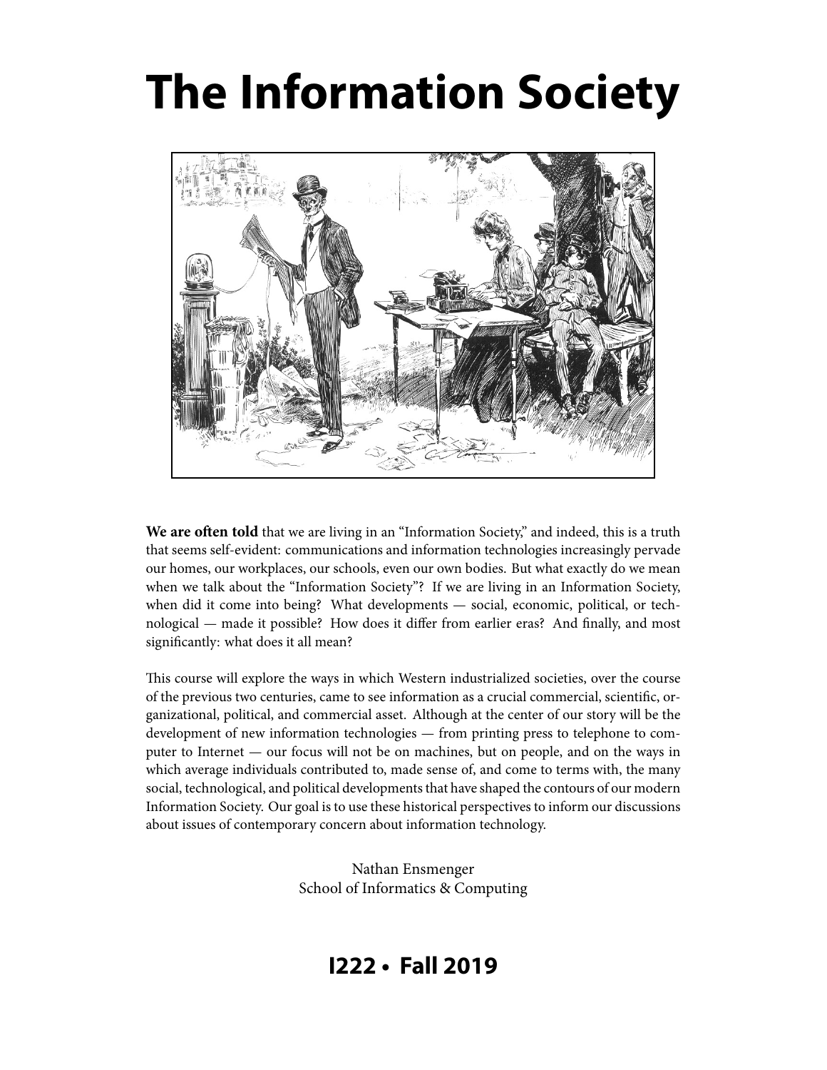# The Information Society

**We are often told** that we are living in an "Information Society," and indeed, this is a truth that seems self-evident: communications and information technologies increasingly pervade our homes, our workplaces, our schools, even our own bodies. But what exactly do we mean when we talk about the "Information Society"? If we are living in an Information Society, when did it come into being? What developments — social, economic, political, or technological — made it possible? How does it differ from earlier eras? And finally, and most significantly: what does it all mean?

This course will explore the ways in which Western industrialized societies, over the course of the previous two centuries, came to see information as a crucial commercial, scientific, organizational, political, and commercial asset. Although at the center of our story will be the development of new information technologies — from printing press to telephone to computer to Internet — our focus will not be on machines, but on people, and on the ways in which average individuals contributed to, made sense of, and come to terms with, the many social, technological, and political developments that have shaped the contours of our modern Information Society. Our goal is to use these historical perspectives to inform our discussions about issues of contemporary concern about information technology.

Nathan Ensmenger
School of Informatics & Computing

## I222 • Fall 2019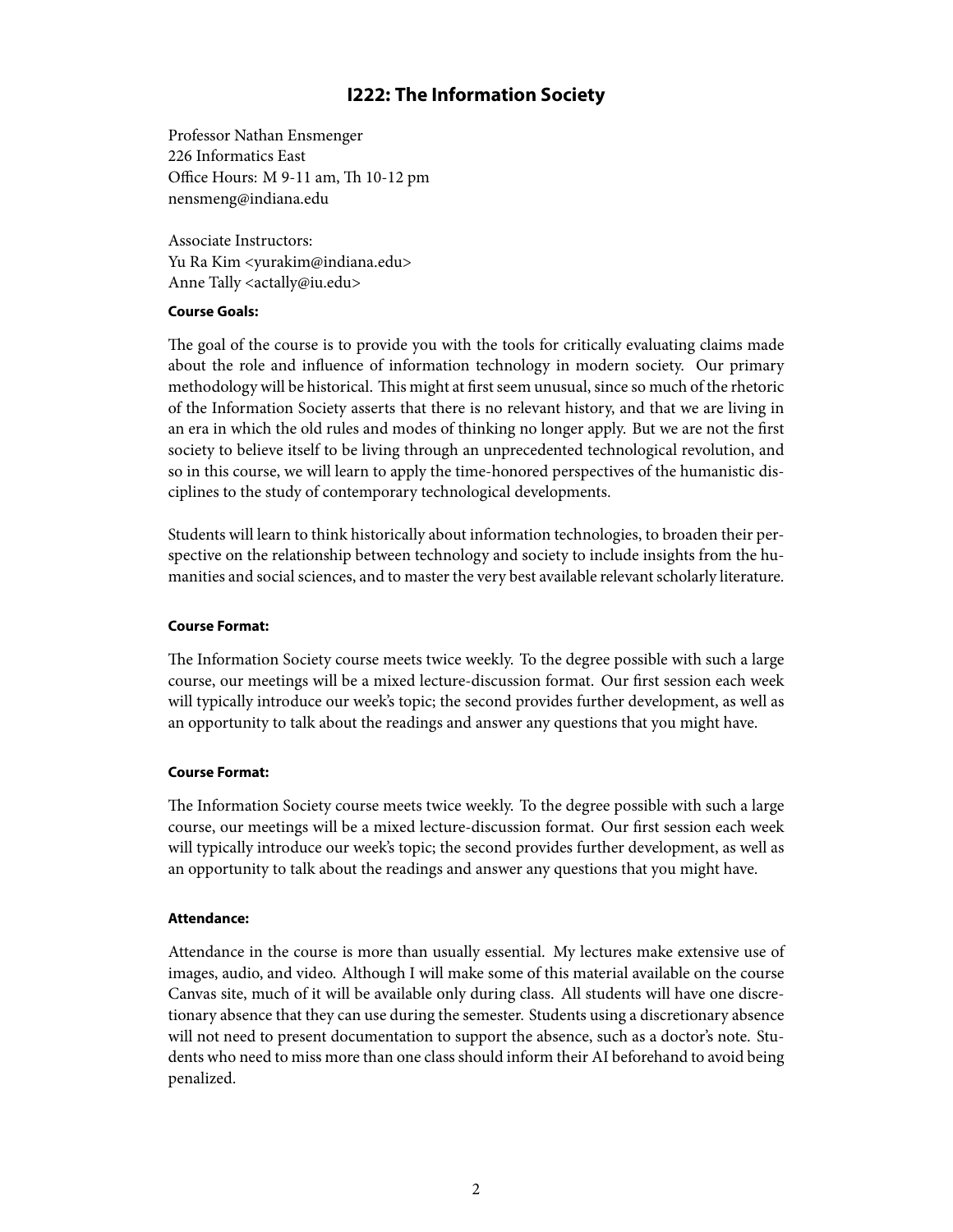# I222: The Information Society

Professor Nathan Ensmenger
226 Informatics East
Office Hours: M 9-11 am, Th 10-12 pm
nensmeng@indiana.edu

Associate Instructors:
Yu Ra Kim <yurakim@indiana.edu>
Anne Tally <actally@iu.edu>

**Course Goals:**

The goal of the course is to provide you with the tools for critically evaluating claims made about the role and influence of information technology in modern society. Our primary methodology will be historical. This might at first seem unusual, since so much of the rhetoric of the Information Society asserts that there is no relevant history, and that we are living in an era in which the old rules and modes of thinking no longer apply. But we are not the first society to believe itself to be living through an unprecedented technological revolution, and so in this course, we will learn to apply the time-honored perspectives of the humanistic disciplines to the study of contemporary technological developments.

Students will learn to think historically about information technologies, to broaden their perspective on the relationship between technology and society to include insights from the humanities and social sciences, and to master the very best available relevant scholarly literature.

**Course Format:**

The Information Society course meets twice weekly. To the degree possible with such a large course, our meetings will be a mixed lecture-discussion format. Our first session each week will typically introduce our week's topic; the second provides further development, as well as an opportunity to talk about the readings and answer any questions that you might have.

**Course Format:**

The Information Society course meets twice weekly. To the degree possible with such a large course, our meetings will be a mixed lecture-discussion format. Our first session each week will typically introduce our week's topic; the second provides further development, as well as an opportunity to talk about the readings and answer any questions that you might have.

**Attendance:**

Attendance in the course is more than usually essential. My lectures make extensive use of images, audio, and video. Although I will make some of this material available on the course Canvas site, much of it will be available only during class. All students will have one discretionary absence that they can use during the semester. Students using a discretionary absence will not need to present documentation to support the absence, such as a doctor's note. Students who need to miss more than one class should inform their AI beforehand to avoid being penalized.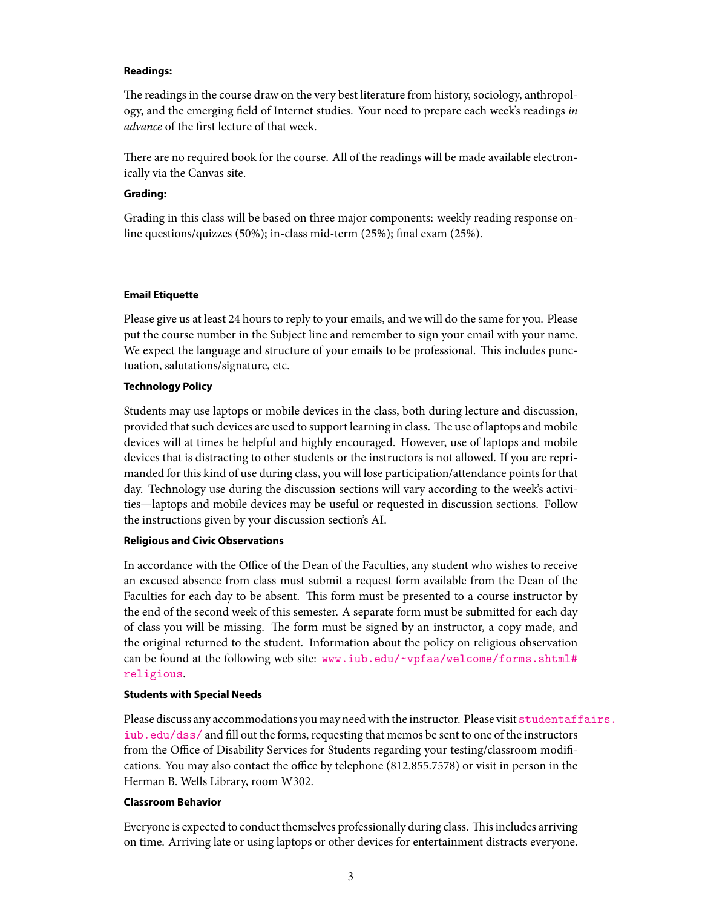**Readings:**

The readings in the course draw on the very best literature from history, sociology, anthropology, and the emerging field of Internet studies. Your need to prepare each week's readings *in advance* of the first lecture of that week.

There are no required book for the course. All of the readings will be made available electronically via the Canvas site.

**Grading:**

Grading in this class will be based on three major components: weekly reading response online questions/quizzes (50%); in-class mid-term (25%); final exam (25%).

**Email Etiquette**

Please give us at least 24 hours to reply to your emails, and we will do the same for you. Please put the course number in the Subject line and remember to sign your email with your name. We expect the language and structure of your emails to be professional. This includes punctuation, salutations/signature, etc.

**Technology Policy**

Students may use laptops or mobile devices in the class, both during lecture and discussion, provided that such devices are used to support learning in class. The use of laptops and mobile devices will at times be helpful and highly encouraged. However, use of laptops and mobile devices that is distracting to other students or the instructors is not allowed. If you are reprimanded for this kind of use during class, you will lose participation/attendance points for that day. Technology use during the discussion sections will vary according to the week's activities—laptops and mobile devices may be useful or requested in discussion sections. Follow the instructions given by your discussion section's AI.

**Religious and Civic Observations**

In accordance with the Office of the Dean of the Faculties, any student who wishes to receive an excused absence from class must submit a request form available from the Dean of the Faculties for each day to be absent. This form must be presented to a course instructor by the end of the second week of this semester. A separate form must be submitted for each day of class you will be missing. The form must be signed by an instructor, a copy made, and the original returned to the student. Information about the policy on religious observation can be found at the following web site: www.iub.edu/~vpfaa/welcome/forms.shtml#religious.

**Students with Special Needs**

Please discuss any accommodations you may need with the instructor. Please visit studentaffairs.iub.edu/dss/ and fill out the forms, requesting that memos be sent to one of the instructors from the Office of Disability Services for Students regarding your testing/classroom modifications. You may also contact the office by telephone (812.855.7578) or visit in person in the Herman B. Wells Library, room W302.

**Classroom Behavior**

Everyone is expected to conduct themselves professionally during class. This includes arriving on time. Arriving late or using laptops or other devices for entertainment distracts everyone.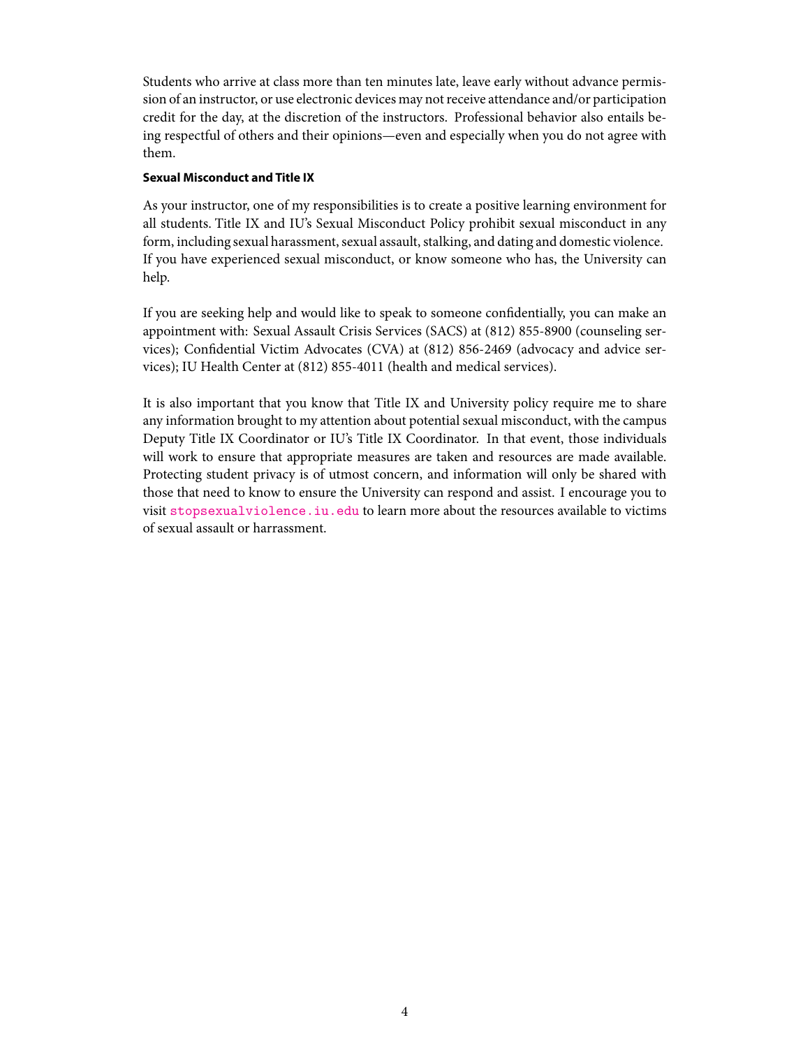Students who arrive at class more than ten minutes late, leave early without advance permission of an instructor, or use electronic devices may not receive attendance and/or participation credit for the day, at the discretion of the instructors. Professional behavior also entails being respectful of others and their opinions—even and especially when you do not agree with them.

**Sexual Misconduct and Title IX**

As your instructor, one of my responsibilities is to create a positive learning environment for all students. Title IX and IU's Sexual Misconduct Policy prohibit sexual misconduct in any form, including sexual harassment, sexual assault, stalking, and dating and domestic violence. If you have experienced sexual misconduct, or know someone who has, the University can help.

If you are seeking help and would like to speak to someone confidentially, you can make an appointment with: Sexual Assault Crisis Services (SACS) at (812) 855-8900 (counseling services); Confidential Victim Advocates (CVA) at (812) 856-2469 (advocacy and advice services); IU Health Center at (812) 855-4011 (health and medical services).

It is also important that you know that Title IX and University policy require me to share any information brought to my attention about potential sexual misconduct, with the campus Deputy Title IX Coordinator or IU's Title IX Coordinator. In that event, those individuals will work to ensure that appropriate measures are taken and resources are made available. Protecting student privacy is of utmost concern, and information will only be shared with those that need to know to ensure the University can respond and assist. I encourage you to visit `stopsexualviolence.iu.edu` to learn more about the resources available to victims of sexual assault or harrassment.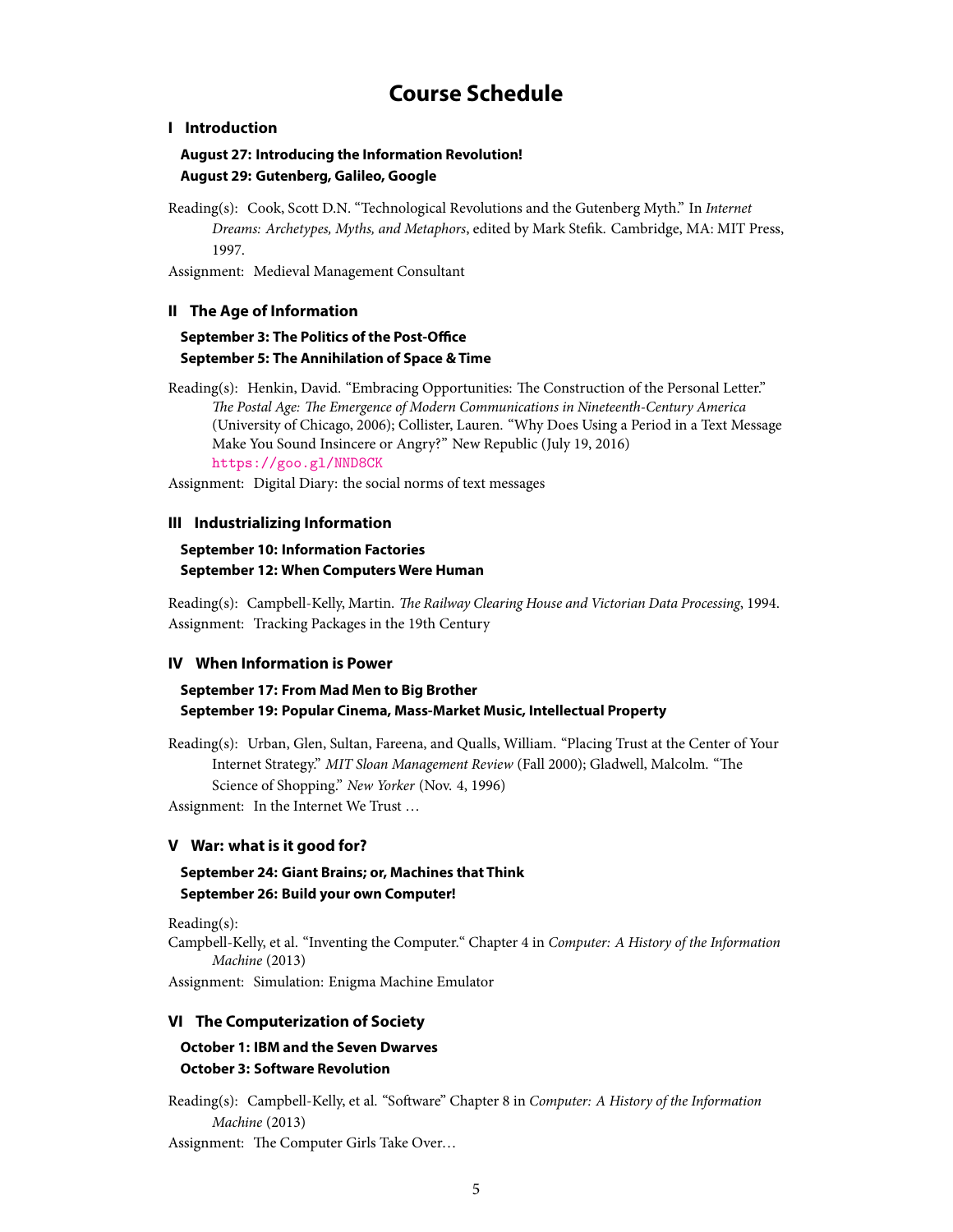# Course Schedule

## I Introduction

**August 27: Introducing the Information Revolution!**
**August 29: Gutenberg, Galileo, Google**

Reading(s): Cook, Scott D.N. "Technological Revolutions and the Gutenberg Myth." In *Internet Dreams: Archetypes, Myths, and Metaphors*, edited by Mark Stefik. Cambridge, MA: MIT Press, 1997.

Assignment: Medieval Management Consultant

## II The Age of Information

**September 3: The Politics of the Post-Office**
**September 5: The Annihilation of Space & Time**

Reading(s): Henkin, David. "Embracing Opportunities: The Construction of the Personal Letter." *The Postal Age: The Emergence of Modern Communications in Nineteenth-Century America* (University of Chicago, 2006); Collister, Lauren. "Why Does Using a Period in a Text Message Make You Sound Insincere or Angry?" New Republic (July 19, 2016) https://goo.gl/NND8CK

Assignment: Digital Diary: the social norms of text messages

## III Industrializing Information

**September 10: Information Factories**
**September 12: When Computers Were Human**

Reading(s): Campbell-Kelly, Martin. *The Railway Clearing House and Victorian Data Processing*, 1994.

Assignment: Tracking Packages in the 19th Century

## IV When Information is Power

**September 17: From Mad Men to Big Brother**
**September 19: Popular Cinema, Mass-Market Music, Intellectual Property**

Reading(s): Urban, Glen, Sultan, Fareena, and Qualls, William. "Placing Trust at the Center of Your Internet Strategy." *MIT Sloan Management Review* (Fall 2000); Gladwell, Malcolm. "The Science of Shopping." *New Yorker* (Nov. 4, 1996)

Assignment: In the Internet We Trust …

## V War: what is it good for?

**September 24: Giant Brains; or, Machines that Think**
**September 26: Build your own Computer!**

Reading(s):
Campbell-Kelly, et al. "Inventing the Computer." Chapter 4 in *Computer: A History of the Information Machine* (2013)

Assignment: Simulation: Enigma Machine Emulator

## VI The Computerization of Society

**October 1: IBM and the Seven Dwarves**
**October 3: Software Revolution**

Reading(s): Campbell-Kelly, et al. "Software" Chapter 8 in *Computer: A History of the Information Machine* (2013)

Assignment: The Computer Girls Take Over…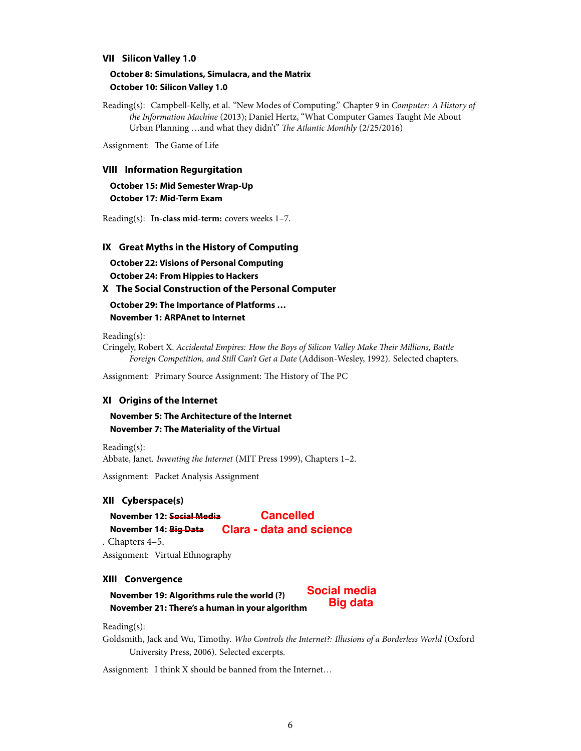### VII Silicon Valley 1.0

**October 8: Simulations, Simulacra, and the Matrix**
**October 10: Silicon Valley 1.0**

Reading(s): Campbell-Kelly, et al. "New Modes of Computing." Chapter 9 in *Computer: A History of the Information Machine* (2013); Daniel Hertz, "What Computer Games Taught Me About Urban Planning …and what they didn't" *The Atlantic Monthly* (2/25/2016)

Assignment: The Game of Life

### VIII Information Regurgitation

**October 15: Mid Semester Wrap-Up**
**October 17: Mid-Term Exam**

Reading(s): **In-class mid-term:** covers weeks 1–7.

### IX Great Myths in the History of Computing

**October 22: Visions of Personal Computing**
**October 24: From Hippies to Hackers**

### X The Social Construction of the Personal Computer

**October 29: The Importance of Platforms …**
**November 1: ARPAnet to Internet**

Reading(s):
Cringely, Robert X. *Accidental Empires: How the Boys of Silicon Valley Make Their Millions, Battle Foreign Competition, and Still Can't Get a Date* (Addison-Wesley, 1992). Selected chapters.

Assignment: Primary Source Assignment: The History of The PC

### XI Origins of the Internet

**November 5: The Architecture of the Internet**
**November 7: The Materiality of the Virtual**

Reading(s):
Abbate, Janet. *Inventing the Internet* (MIT Press 1999), Chapters 1–2.

Assignment: Packet Analysis Assignment

### XII Cyberspace(s)

**November 12: ~~Social Media~~** Cancelled
**November 14: ~~Big Data~~** Clara - data and science

. Chapters 4–5.

Assignment: Virtual Ethnography

### XIII Convergence

**November 19: ~~Algorithms rule the world (?)~~** Social media
**November 21: ~~There's a human in your algorithm~~** Big data

Reading(s):
Goldsmith, Jack and Wu, Timothy. *Who Controls the Internet?: Illusions of a Borderless World* (Oxford University Press, 2006). Selected excerpts.

Assignment: I think X should be banned from the Internet…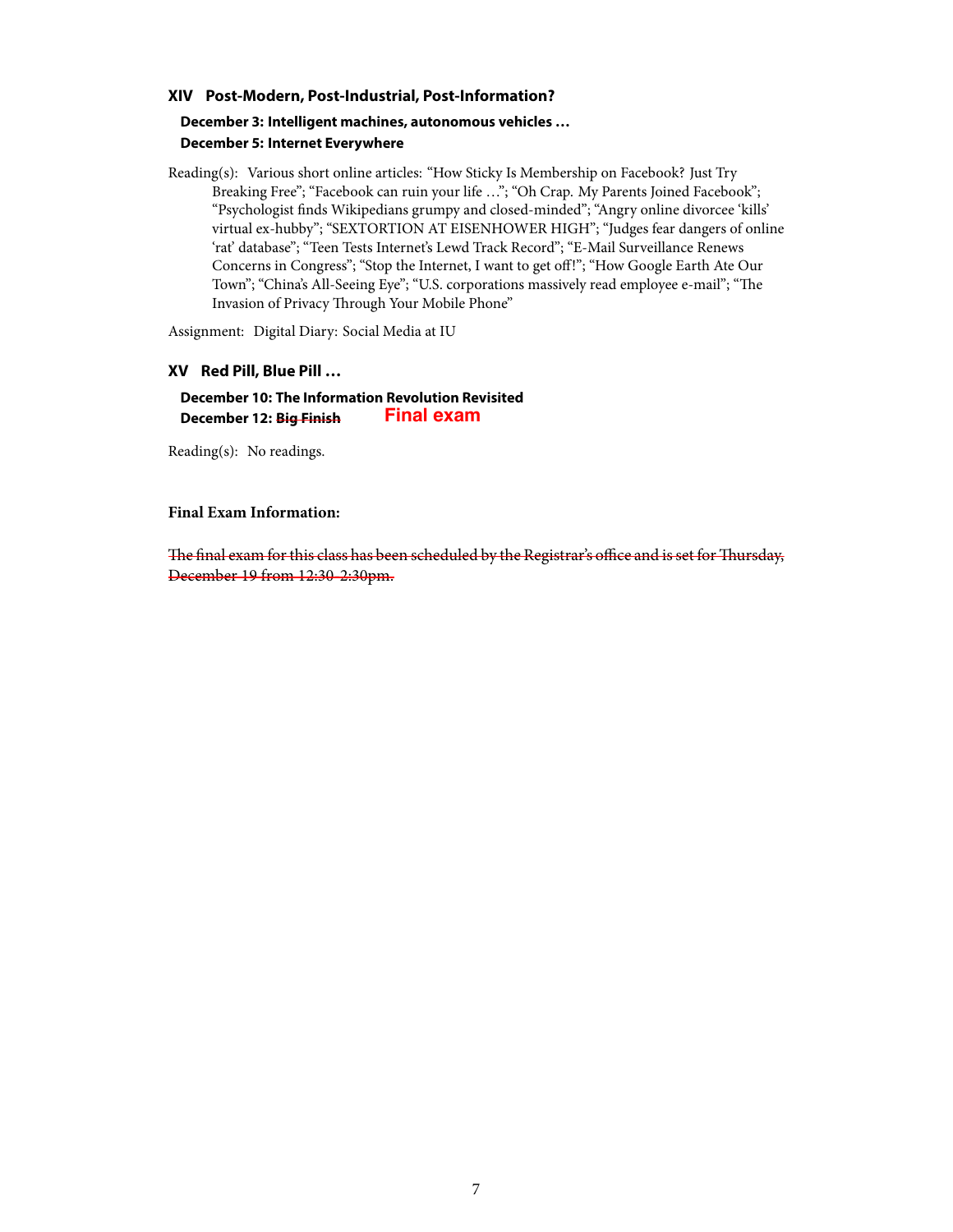### XIV Post-Modern, Post-Industrial, Post-Information?

**December 3: Intelligent machines, autonomous vehicles …**
**December 5: Internet Everywhere**

Reading(s): Various short online articles: “How Sticky Is Membership on Facebook? Just Try Breaking Free”; “Facebook can ruin your life …”; “Oh Crap. My Parents Joined Facebook”; “Psychologist finds Wikipedians grumpy and closed-minded”; “Angry online divorcee ‘kills’ virtual ex-hubby”; “SEXTORTION AT EISENHOWER HIGH”; “Judges fear dangers of online ‘rat’ database”; “Teen Tests Internet’s Lewd Track Record”; “E-Mail Surveillance Renews Concerns in Congress”; “Stop the Internet, I want to get off!”; “How Google Earth Ate Our Town”; “China’s All-Seeing Eye”; “U.S. corporations massively read employee e-mail”; “The Invasion of Privacy Through Your Mobile Phone”

Assignment: Digital Diary: Social Media at IU

### XV Red Pill, Blue Pill …

**December 10: The Information Revolution Revisited**
**December 12: ~~Big Finish~~** **Final exam**

Reading(s): No readings.

**Final Exam Information:**

~~The final exam for this class has been scheduled by the Registrar’s office and is set for Thursday, December 19 from 12:30–2:30pm.~~